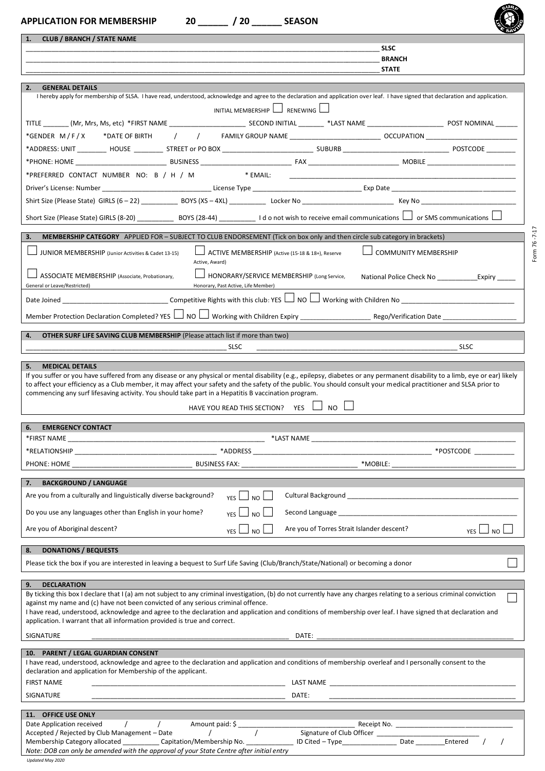# APPLICATION FOR MEMBERSHIP 20 _____ / 20 _____ SEASON

## 1. CLUB / BRANCH / STATE NAME

_______________________________________________ SLSC

_______________________________________________ BRANCH

_______________________________________________ STATE

## 2. GENERAL DETAILS

I hereby apply for membership of SLSA. I have read, understood, acknowledge and agree to the declaration and application over leaf. I have signed that declaration and application.

INITIAL MEMBERSHIP ☐ RENEWING ☐

TITLE _______ (Mr, Mrs, Ms, etc) *FIRST NAME ____________________ SECOND INITIAL _______ *LAST NAME ____________________ POST NOMINAL ______

*GENDER M / F / X *DATE OF BIRTH / / FAMILY GROUP NAME ________________________ OCCUPATION ________________________

*ADDRESS: UNIT ________ HOUSE ________ STREET or PO BOX ________________________ SUBURB ____________________________ POSTCODE ________

*PHONE: HOME ________________________ BUSINESS ________________________ FAX ________________________ MOBILE ________________________

*PREFERRED CONTACT NUMBER NO: B / H / M * EMAIL: ____________________________________________

Driver's License: Number ______________________________ License Type ______________________________ Exp Date ______________________________

Shirt Size (Please State) GIRLS (6 – 22) __________ BOYS (XS – 4XL) __________ Locker No ________________________ Key No ________________________

Short Size (Please State) GIRLS (8-20) __________ BOYS (28-44) __________ I do not wish to receive email communications ☐ or SMS communications ☐

## 3. MEMBERSHIP CATEGORY APPLIED FOR – SUBJECT TO CLUB ENDORSEMENT (Tick on box only and then circle sub category in brackets)

☐ JUNIOR MEMBERSHIP (Junior Activities & Cadet 13-15)

☐ ACTIVE MEMBERSHIP (Active (15-18 & 18+), Reserve Active, Award)

☐ COMMUNITY MEMBERSHIP

☐ ASSOCIATE MEMBERSHIP (Associate, Probationary, General or Leave/Restricted)

☐ HONORARY/SERVICE MEMBERSHIP (Long Service, Honorary, Past Active, Life Member)

National Police Check No ___________Expiry _____

Date Joined ____________________________ Competitive Rights with this club: YES ☐ NO ☐ Working with Children No ______________________________

Member Protection Declaration Completed? YES ☐ NO ☐ Working with Children Expiry __________________ Rego/Verification Date ___________________

## 4. OTHER SURF LIFE SAVING CLUB MEMBERSHIP (Please attach list if more than two)

_______________________________________________ SLSC _______________________________________________ SLSC

## 5. MEDICAL DETAILS

If you suffer or you have suffered from any disease or any physical or mental disability (e.g., epilepsy, diabetes or any permanent disability to a limb, eye or ear) likely to affect your efficiency as a Club member, it may affect your safety and the safety of the public. You should consult your medical practitioner and SLSA prior to commencing any surf lifesaving activity. You should take part in a Hepatitis B vaccination program.

HAVE YOU READ THIS SECTION? YES ☐ NO ☐

## 6. EMERGENCY CONTACT

*FIRST NAME ______________________________________________ *LAST NAME ______________________________________________

*RELATIONSHIP ______________________________________ *ADDRESS ______________________________________________ *POSTCODE __________

PHONE: HOME ______________________________ BUSINESS FAX: ______________________________ *MOBILE: ______________________________

## 7. BACKGROUND / LANGUAGE

Are you from a culturally and linguistically diverse background? YES ☐ NO ☐ Cultural Background ______________________________________________

Do you use any languages other than English in your home? YES ☐ NO ☐ Second Language ______________________________________________

Are you of Aboriginal descent? YES ☐ NO ☐ Are you of Torres Strait Islander descent? YES ☐ NO ☐

## 8. DONATIONS / BEQUESTS

Please tick the box if you are interested in leaving a bequest to Surf Life Saving (Club/Branch/State/National) or becoming a donor ☐

## 9. DECLARATION

By ticking this box I declare that I (a) am not subject to any criminal investigation, (b) do not currently have any charges relating to a serious criminal conviction against my name and (c) have not been convicted of any serious criminal offence. ☐

I have read, understood, acknowledge and agree to the declaration and application and conditions of membership over leaf. I have signed that declaration and application. I warrant that all information provided is true and correct.

SIGNATURE ______________________________________________ DATE: ______________________________________________

## 10. PARENT / LEGAL GUARDIAN CONSENT

I have read, understood, acknowledge and agree to the declaration and application and conditions of membership overleaf and I personally consent to the declaration and application for Membership of the applicant.

FIRST NAME ______________________________________________ LAST NAME ______________________________________________

SIGNATURE ______________________________________________ DATE: ______________________________________________

## 11. OFFICE USE ONLY

Date Application received / / Amount paid: $ ______________________________ Receipt No. ______________________________

Accepted / Rejected by Club Management – Date / / Signature of Club Officer ______________________________

Membership Category allocated __________ Capitation/Membership No. ____________ ID Cited – Type______________ Date ________Entered / /

*Note: DOB can only be amended with the approval of your State Centre after initial entry*

*Updated May 2020*

Form 76 -7-17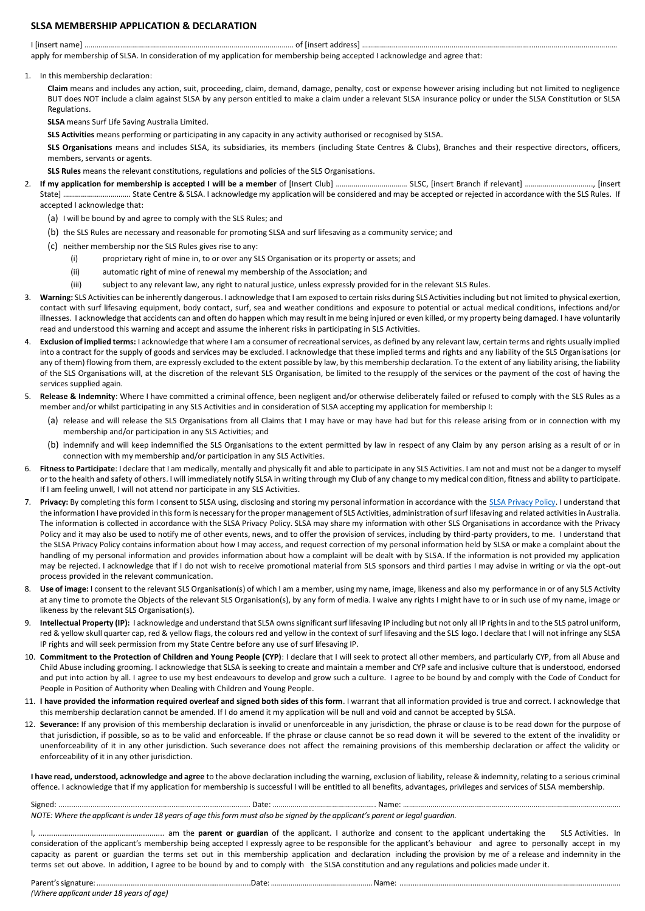## SLSA MEMBERSHIP APPLICATION & DECLARATION

I [insert name] ………………………………………………………………………………………… of [insert address] …………………………………………………………………………………………………………… apply for membership of SLSA. In consideration of my application for membership being accepted I acknowledge and agree that:

1. In this membership declaration:

   **Claim** means and includes any action, suit, proceeding, claim, demand, damage, penalty, cost or expense however arising including but not limited to negligence BUT does NOT include a claim against SLSA by any person entitled to make a claim under a relevant SLSA insurance policy or under the SLSA Constitution or SLSA Regulations.

   **SLSA** means Surf Life Saving Australia Limited.

   **SLS Activities** means performing or participating in any capacity in any activity authorised or recognised by SLSA.

   **SLS Organisations** means and includes SLSA, its subsidiaries, its members (including State Centres & Clubs), Branches and their respective directors, officers, members, servants or agents.

   **SLS Rules** means the relevant constitutions, regulations and policies of the SLS Organisations.

2. **If my application for membership is accepted I will be a member** of [Insert Club] ……………………………… SLSC, [insert Branch if relevant] ……………………………, [insert State] …………………………… State Centre & SLSA. I acknowledge my application will be considered and may be accepted or rejected in accordance with the SLS Rules. If accepted I acknowledge that:
   (a) I will be bound by and agree to comply with the SLS Rules; and
   (b) the SLS Rules are necessary and reasonable for promoting SLSA and surf lifesaving as a community service; and
   (c) neither membership nor the SLS Rules gives rise to any:
      (i) proprietary right of mine in, to or over any SLS Organisation or its property or assets; and
      (ii) automatic right of mine of renewal my membership of the Association; and
      (iii) subject to any relevant law, any right to natural justice, unless expressly provided for in the relevant SLS Rules.

3. **Warning:** SLS Activities can be inherently dangerous. I acknowledge that I am exposed to certain risks during SLS Activities including but not limited to physical exertion, contact with surf lifesaving equipment, body contact, surf, sea and weather conditions and exposure to potential or actual medical conditions, infections and/or illnesses. I acknowledge that accidents can and often do happen which may result in me being injured or even killed, or my property being damaged. I have voluntarily read and understood this warning and accept and assume the inherent risks in participating in SLS Activities.

4. **Exclusion of implied terms:** I acknowledge that where I am a consumer of recreational services, as defined by any relevant law, certain terms and rights usually implied into a contract for the supply of goods and services may be excluded. I acknowledge that these implied terms and rights and any liability of the SLS Organisations (or any of them) flowing from them, are expressly excluded to the extent possible by law, by this membership declaration. To the extent of any liability arising, the liability of the SLS Organisations will, at the discretion of the relevant SLS Organisation, be limited to the resupply of the services or the payment of the cost of having the services supplied again.

5. **Release & Indemnity**: Where I have committed a criminal offence, been negligent and/or otherwise deliberately failed or refused to comply with the SLS Rules as a member and/or whilst participating in any SLS Activities and in consideration of SLSA accepting my application for membership I:
   (a) release and will release the SLS Organisations from all Claims that I may have or may have had but for this release arising from or in connection with my membership and/or participation in any SLS Activities; and
   (b) indemnify and will keep indemnified the SLS Organisations to the extent permitted by law in respect of any Claim by any person arising as a result of or in connection with my membership and/or participation in any SLS Activities.

6. **Fitness to Participate**: I declare that I am medically, mentally and physically fit and able to participate in any SLS Activities. I am not and must not be a danger to myself or to the health and safety of others. I will immediately notify SLSA in writing through my Club of any change to my medical condition, fitness and ability to participate. If I am feeling unwell, I will not attend nor participate in any SLS Activities.

7. **Privacy:** By completing this form I consent to SLSA using, disclosing and storing my personal information in accordance with the SLSA Privacy Policy. I understand that the information I have provided in this form is necessary for the proper management of SLS Activities, administration of surf lifesaving and related activities in Australia. The information is collected in accordance with the SLSA Privacy Policy. SLSA may share my information with other SLS Organisations in accordance with the Privacy Policy and it may also be used to notify me of other events, news, and to offer the provision of services, including by third-party providers, to me. I understand that the SLSA Privacy Policy contains information about how I may access, and request correction of my personal information held by SLSA or make a complaint about the handling of my personal information and provides information about how a complaint will be dealt with by SLSA. If the information is not provided my application may be rejected. I acknowledge that if I do not wish to receive promotional material from SLS sponsors and third parties I may advise in writing or via the opt-out process provided in the relevant communication.

8. **Use of image:** I consent to the relevant SLS Organisation(s) of which I am a member, using my name, image, likeness and also my performance in or of any SLS Activity at any time to promote the Objects of the relevant SLS Organisation(s), by any form of media. I waive any rights I might have to or in such use of my name, image or likeness by the relevant SLS Organisation(s).

9. **Intellectual Property (IP):** I acknowledge and understand that SLSA owns significant surf lifesaving IP including but not only all IP rights in and to the SLS patrol uniform, red & yellow skull quarter cap, red & yellow flags, the colours red and yellow in the context of surf lifesaving and the SLS logo. I declare that I will not infringe any SLSA IP rights and will seek permission from my State Centre before any use of surf lifesaving IP.

10. **Commitment to the Protection of Children and Young People (CYP)**: I declare that I will seek to protect all other members, and particularly CYP, from all Abuse and Child Abuse including grooming. I acknowledge that SLSA is seeking to create and maintain a member and CYP safe and inclusive culture that is understood, endorsed and put into action by all. I agree to use my best endeavours to develop and grow such a culture. I agree to be bound by and comply with the Code of Conduct for People in Position of Authority when Dealing with Children and Young People.

11. **I have provided the information required overleaf and signed both sides of this form**. I warrant that all information provided is true and correct. I acknowledge that this membership declaration cannot be amended. If I do amend it my application will be null and void and cannot be accepted by SLSA.

12. **Severance:** If any provision of this membership declaration is invalid or unenforceable in any jurisdiction, the phrase or clause is to be read down for the purpose of that jurisdiction, if possible, so as to be valid and enforceable. If the phrase or clause cannot be so read down it will be severed to the extent of the invalidity or unenforceability of it in any other jurisdiction. Such severance does not affect the remaining provisions of this membership declaration or affect the validity or enforceability of it in any other jurisdiction.

**I have read, understood, acknowledge and agree** to the above declaration including the warning, exclusion of liability, release & indemnity, relating to a serious criminal offence. I acknowledge that if my application for membership is successful I will be entitled to all benefits, advantages, privileges and services of SLSA membership.

Signed: ……………………………………………………………………… Date: ……………………………………… Name: ……………………………………………………………………………………

*NOTE: Where the applicant is under 18 years of age this form must also be signed by the applicant's parent or legal guardian.*

I, ……………………………………………… am the **parent or guardian** of the applicant. I authorize and consent to the applicant undertaking the SLS Activities. In consideration of the applicant's membership being accepted I expressly agree to be responsible for the applicant's behaviour and agree to personally accept in my capacity as parent or guardian the terms set out in this membership application and declaration including the provision by me of a release and indemnity in the terms set out above. In addition, I agree to be bound by and to comply with the SLSA constitution and any regulations and policies made under it.

Parent's signature: ……………………………………………………………Date: ……………………………………… Name: ……………………………………………………………………………………

*(Where applicant under 18 years of age)*